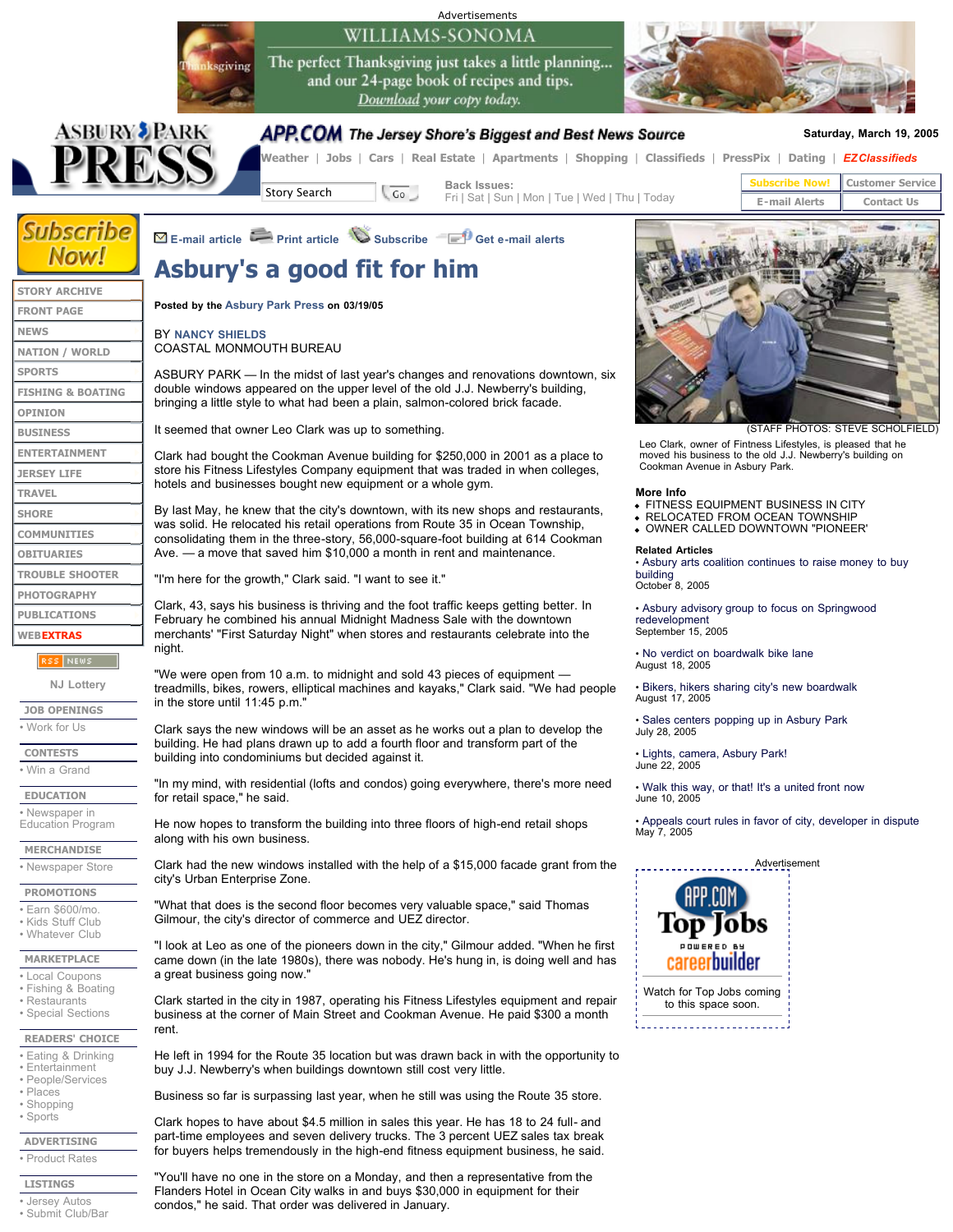Advertisements

Thanksgiving

WILLIAMS-SONOMA

The perfect Thanksgiving just takes a little planning... and our 24-page book of recipes and tips.

Download your copy today.

ASBURY PARK PRESS

APP.COM The Jersey Shore's Biggest and Best News Source

Saturday, March 19, 2005

Weather | Jobs | Cars | Real Estate | Apartments | Shopping | Classifieds | PressPix | Dating | EZClassifieds

Story Search Go

Back Issues:
Fri | Sat | Sun | Mon | Tue | Wed | Thu | Today

Subscribe Now! | Customer Service
E-mail Alerts | Contact Us

Subscribe Now!

- STORY ARCHIVE
- FRONT PAGE
- NEWS
- NATION / WORLD
- SPORTS
- FISHING & BOATING
- OPINION
- BUSINESS
- ENTERTAINMENT
- JERSEY LIFE
- TRAVEL
- SHORE
- COMMUNITIES
- OBITUARIES
- TROUBLE SHOOTER
- PHOTOGRAPHY
- PUBLICATIONS
- WEBEXTRAS

RSS NEWS

NJ Lottery

**JOB OPENINGS**
- Work for Us

**CONTESTS**
- Win a Grand

**EDUCATION**
- Newspaper in Education Program

**MERCHANDISE**
- Newspaper Store

**PROMOTIONS**
- Earn $600/mo.
- Kids Stuff Club
- Whatever Club

**MARKETPLACE**
- Local Coupons
- Fishing & Boating
- Restaurants
- Special Sections

**READERS' CHOICE**
- Eating & Drinking
- Entertainment
- People/Services
- Places
- Shopping
- Sports

**ADVERTISING**
- Product Rates

**LISTINGS**
- Jersey Autos
- Submit Club/Bar

E-mail article | Print article | Subscribe | Get e-mail alerts

# Asbury's a good fit for him

**Posted by the Asbury Park Press on 03/19/05**

BY NANCY SHIELDS
COASTAL MONMOUTH BUREAU

ASBURY PARK — In the midst of last year's changes and renovations downtown, six double windows appeared on the upper level of the old J.J. Newberry's building, bringing a little style to what had been a plain, salmon-colored brick facade.

It seemed that owner Leo Clark was up to something.

Clark had bought the Cookman Avenue building for $250,000 in 2001 as a place to store his Fitness Lifestyles Company equipment that was traded in when colleges, hotels and businesses bought new equipment or a whole gym.

By last May, he knew that the city's downtown, with its new shops and restaurants, was solid. He relocated his retail operations from Route 35 in Ocean Township, consolidating them in the three-story, 56,000-square-foot building at 614 Cookman Ave. — a move that saved him $10,000 a month in rent and maintenance.

"I'm here for the growth," Clark said. "I want to see it."

Clark, 43, says his business is thriving and the foot traffic keeps getting better. In February he combined his annual Midnight Madness Sale with the downtown merchants' "First Saturday Night" when stores and restaurants celebrate into the night.

"We were open from 10 a.m. to midnight and sold 43 pieces of equipment — treadmills, bikes, rowers, elliptical machines and kayaks," Clark said. "We had people in the store until 11:45 p.m."

Clark says the new windows will be an asset as he works out a plan to develop the building. He had plans drawn up to add a fourth floor and transform part of the building into condominiums but decided against it.

"In my mind, with residential (lofts and condos) going everywhere, there's more need for retail space," he said.

He now hopes to transform the building into three floors of high-end retail shops along with his own business.

Clark had the new windows installed with the help of a $15,000 facade grant from the city's Urban Enterprise Zone.

"What that does is the second floor becomes very valuable space," said Thomas Gilmour, the city's director of commerce and UEZ director.

"I look at Leo as one of the pioneers down in the city," Gilmour added. "When he first came down (in the late 1980s), there was nobody. He's hung in, is doing well and has a great business going now."

Clark started in the city in 1987, operating his Fitness Lifestyles equipment and repair business at the corner of Main Street and Cookman Avenue. He paid $300 a month rent.

He left in 1994 for the Route 35 location but was drawn back in with the opportunity to buy J.J. Newberry's when buildings downtown still cost very little.

Business so far is surpassing last year, when he still was using the Route 35 store.

Clark hopes to have about $4.5 million in sales this year. He has 18 to 24 full- and part-time employees and seven delivery trucks. The 3 percent UEZ sales tax break for buyers helps tremendously in the high-end fitness equipment business, he said.

"You'll have no one in the store on a Monday, and then a representative from the Flanders Hotel in Ocean City walks in and buys $30,000 in equipment for their condos," he said. That order was delivered in January.

(STAFF PHOTOS: STEVE SCHOLFIELD)

Leo Clark, owner of Fitness Lifestyles, is pleased that he moved his business to the old J.J. Newberry's building on Cookman Avenue in Asbury Park.

**More Info**
- FITNESS EQUIPMENT BUSINESS IN CITY
- RELOCATED FROM OCEAN TOWNSHIP
- OWNER CALLED DOWNTOWN "PIONEER"

**Related Articles**

- Asbury arts coalition continues to raise money to buy building
October 8, 2005
- Asbury advisory group to focus on Springwood redevelopment
September 15, 2005
- No verdict on boardwalk bike lane
August 18, 2005
- Bikers, hikers sharing city's new boardwalk
August 17, 2005
- Sales centers popping up in Asbury Park
July 28, 2005
- Lights, camera, Asbury Park!
June 22, 2005
- Walk this way, or that! It's a united front now
June 10, 2005
- Appeals court rules in favor of city, developer in dispute
May 7, 2005

Advertisement

APP.COM Top Jobs powered by careerbuilder

Watch for Top Jobs coming to this space soon.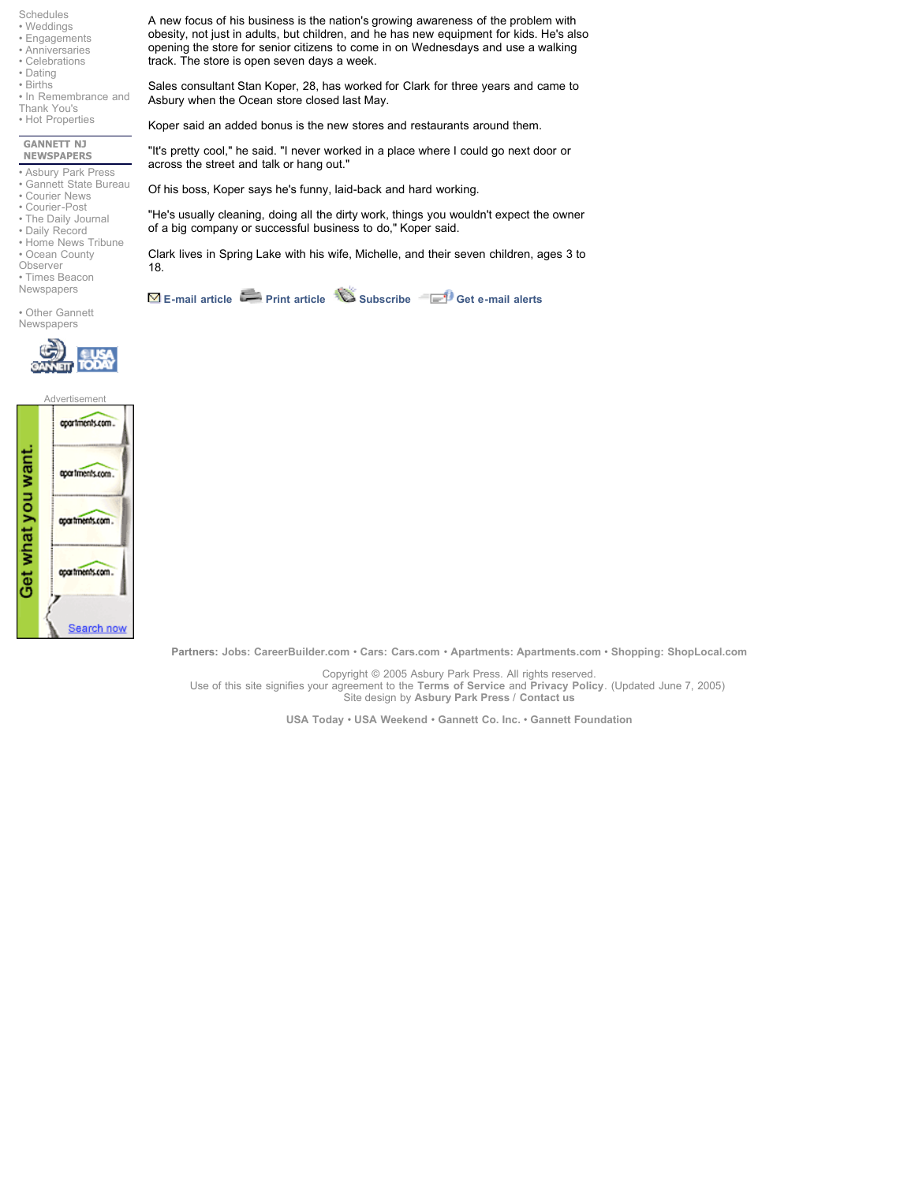A new focus of his business is the nation's growing awareness of the problem with obesity, not just in adults, but children, and he has new equipment for kids. He's also opening the store for senior citizens to come in on Wednesdays and use a walking track. The store is open seven days a week.

Sales consultant Stan Koper, 28, has worked for Clark for three years and came to Asbury when the Ocean store closed last May.

Koper said an added bonus is the new stores and restaurants around them.

"It's pretty cool," he said. "I never worked in a place where I could go next door or across the street and talk or hang out."

Of his boss, Koper says he's funny, laid-back and hard working.

"He's usually cleaning, doing all the dirty work, things you wouldn't expect the owner of a big company or successful business to do," Koper said.

Clark lives in Spring Lake with his wife, Michelle, and their seven children, ages 3 to 18.